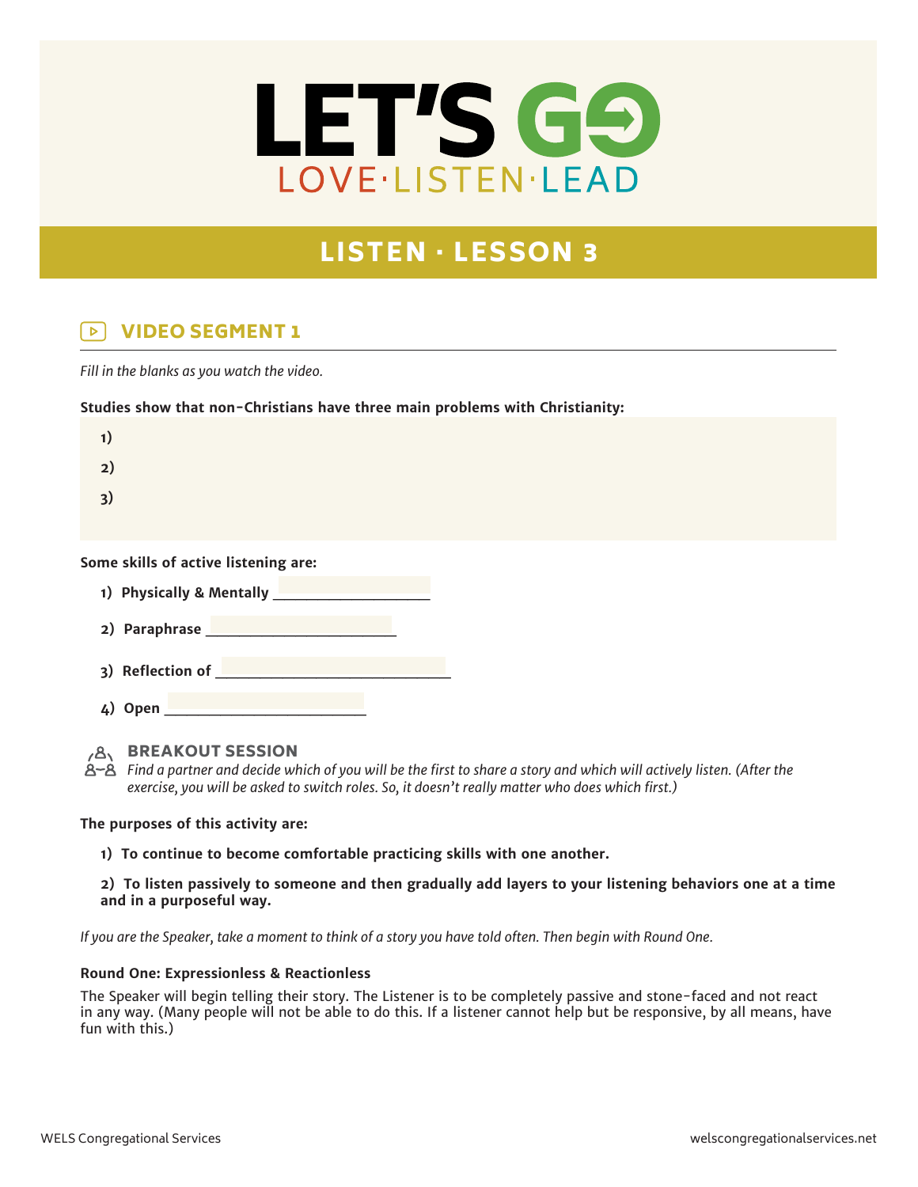# LET'S GO

LOVE·LISTEN·LEAD

## LISTEN · LESSON 3

### VIDEO SEGMENT 1

*Fill in the blanks as you watch the video.*

**Studies show that non-Christians have three main problems with Christianity:**

1)

2)

3)

**Some skills of active listening are:**

1) **Physically & Mentally** ____________________

2) **Paraphrase** _________________________

3) **Reflection of** ______________________________

4) **Open** __________________________

### BREAKOUT SESSION

*Find a partner and decide which of you will be the first to share a story and which will actively listen. (After the exercise, you will be asked to switch roles. So, it doesn't really matter who does which first.)*

**The purposes of this activity are:**

1) **To continue to become comfortable practicing skills with one another.**

2) **To listen passively to someone and then gradually add layers to your listening behaviors one at a time and in a purposeful way.**

*If you are the Speaker, take a moment to think of a story you have told often. Then begin with Round One.*

**Round One: Expressionless & Reactionless**

The Speaker will begin telling their story. The Listener is to be completely passive and stone-faced and not react in any way. (Many people will not be able to do this. If a listener cannot help but be responsive, by all means, have fun with this.)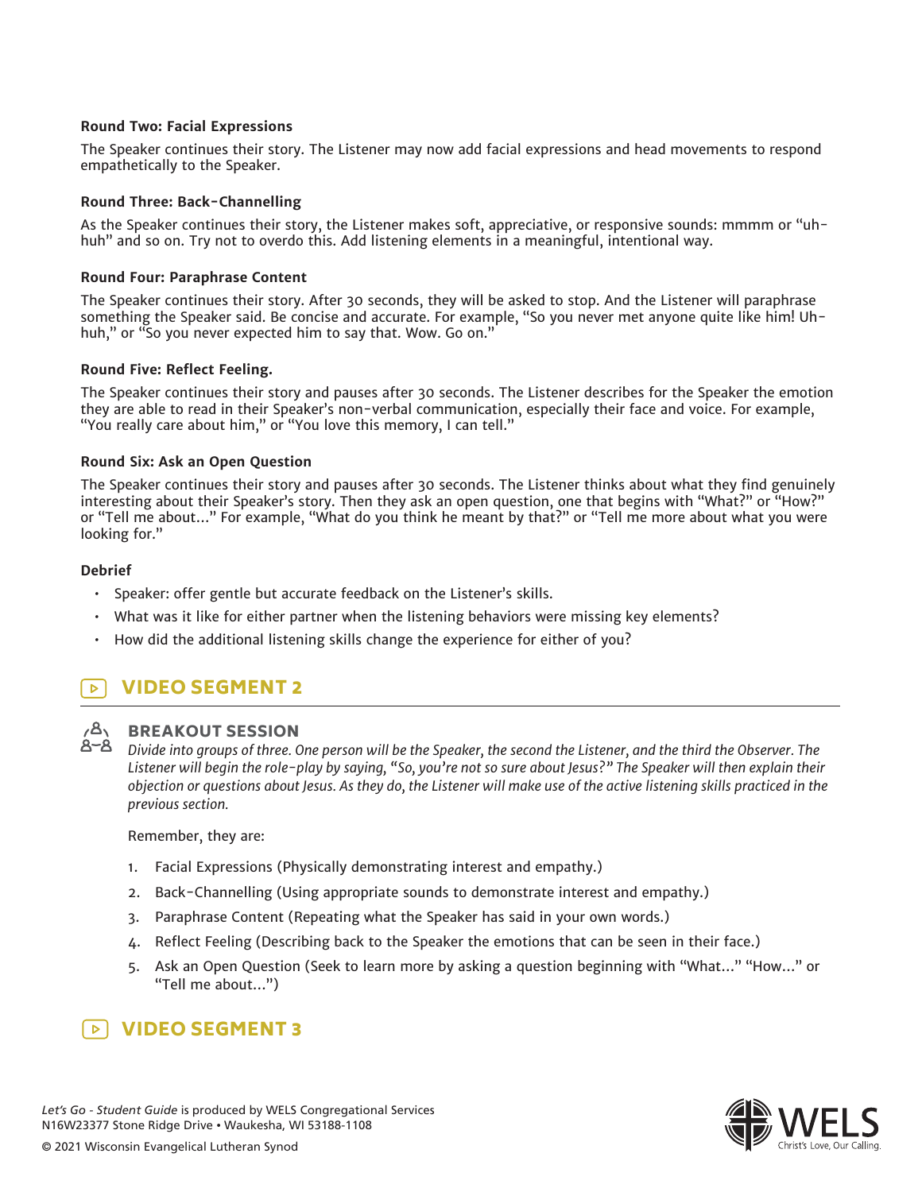**Round Two: Facial Expressions**

The Speaker continues their story. The Listener may now add facial expressions and head movements to respond empathetically to the Speaker.

**Round Three: Back-Channelling**

As the Speaker continues their story, the Listener makes soft, appreciative, or responsive sounds: mmmm or "uh-huh" and so on. Try not to overdo this. Add listening elements in a meaningful, intentional way.

**Round Four: Paraphrase Content**

The Speaker continues their story. After 30 seconds, they will be asked to stop. And the Listener will paraphrase something the Speaker said. Be concise and accurate. For example, "So you never met anyone quite like him! Uh-huh," or "So you never expected him to say that. Wow. Go on."

**Round Five: Reflect Feeling.**

The Speaker continues their story and pauses after 30 seconds. The Listener describes for the Speaker the emotion they are able to read in their Speaker's non-verbal communication, especially their face and voice. For example, "You really care about him," or "You love this memory, I can tell."

**Round Six: Ask an Open Question**

The Speaker continues their story and pauses after 30 seconds. The Listener thinks about what they find genuinely interesting about their Speaker's story. Then they ask an open question, one that begins with "What?" or "How?" or "Tell me about..." For example, "What do you think he meant by that?" or "Tell me more about what you were looking for."

**Debrief**

- Speaker: offer gentle but accurate feedback on the Listener's skills.
- What was it like for either partner when the listening behaviors were missing key elements?
- How did the additional listening skills change the experience for either of you?

## VIDEO SEGMENT 2

### BREAKOUT SESSION

*Divide into groups of three. One person will be the Speaker, the second the Listener, and the third the Observer. The Listener will begin the role-play by saying, "So, you're not so sure about Jesus?" The Speaker will then explain their objection or questions about Jesus. As they do, the Listener will make use of the active listening skills practiced in the previous section.*

Remember, they are:

1. Facial Expressions (Physically demonstrating interest and empathy.)
2. Back-Channelling (Using appropriate sounds to demonstrate interest and empathy.)
3. Paraphrase Content (Repeating what the Speaker has said in your own words.)
4. Reflect Feeling (Describing back to the Speaker the emotions that can be seen in their face.)
5. Ask an Open Question (Seek to learn more by asking a question beginning with "What..." "How..." or "Tell me about...")

## VIDEO SEGMENT 3

*Let's Go - Student Guide* is produced by WELS Congregational Services
N16W23377 Stone Ridge Drive • Waukesha, WI 53188-1108

© 2021 Wisconsin Evangelical Lutheran Synod